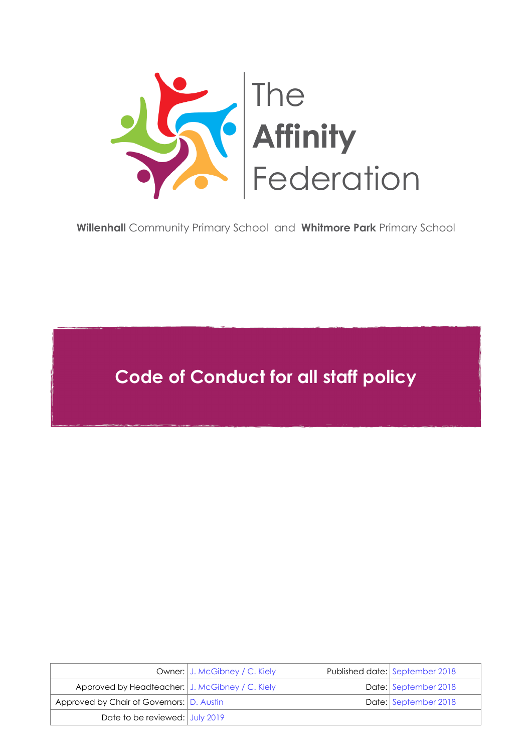The **Affinity** Federation

**Willenhall** Community Primary School and **Whitmore Park** Primary School

# Code of Conduct for all staff policy

| | | | |
|---|---|---|---|
| Owner: | J. McGibney / C. Kiely | Published date: | September 2018 |
| Approved by Headteacher: | J. McGibney / C. Kiely | Date: | September 2018 |
| Approved by Chair of Governors: | D. Austin | Date: | September 2018 |
| Date to be reviewed: | July 2019 | | |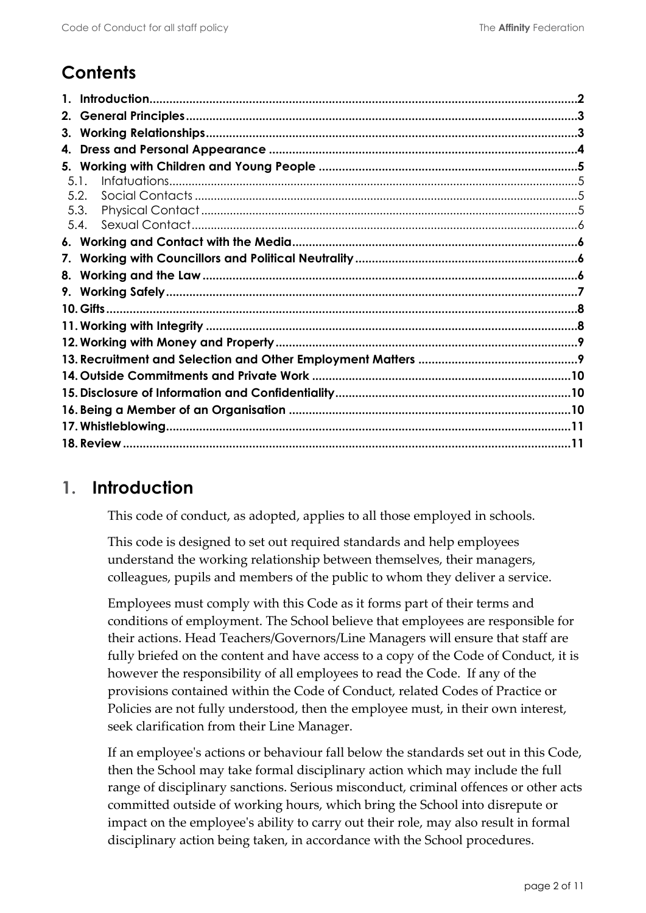# Contents

1. Introduction .......... 2
2. General Principles .......... 3
3. Working Relationships .......... 3
4. Dress and Personal Appearance .......... 4
5. Working with Children and Young People .......... 5
   - 5.1. Infatuations .......... 5
   - 5.2. Social Contacts .......... 5
   - 5.3. Physical Contact .......... 5
   - 5.4. Sexual Contact .......... 6
6. Working and Contact with the Media .......... 6
7. Working with Councillors and Political Neutrality .......... 6
8. Working and the Law .......... 6
9. Working Safely .......... 7
10. Gifts .......... 8
11. Working with Integrity .......... 8
12. Working with Money and Property .......... 9
13. Recruitment and Selection and Other Employment Matters .......... 9
14. Outside Commitments and Private Work .......... 10
15. Disclosure of Information and Confidentiality .......... 10
16. Being a Member of an Organisation .......... 10
17. Whistleblowing .......... 11
18. Review .......... 11

## 1. Introduction

This code of conduct, as adopted, applies to all those employed in schools.

This code is designed to set out required standards and help employees understand the working relationship between themselves, their managers, colleagues, pupils and members of the public to whom they deliver a service.

Employees must comply with this Code as it forms part of their terms and conditions of employment. The School believe that employees are responsible for their actions. Head Teachers/Governors/Line Managers will ensure that staff are fully briefed on the content and have access to a copy of the Code of Conduct, it is however the responsibility of all employees to read the Code. If any of the provisions contained within the Code of Conduct, related Codes of Practice or Policies are not fully understood, then the employee must, in their own interest, seek clarification from their Line Manager.

If an employee's actions or behaviour fall below the standards set out in this Code, then the School may take formal disciplinary action which may include the full range of disciplinary sanctions. Serious misconduct, criminal offences or other acts committed outside of working hours, which bring the School into disrepute or impact on the employee's ability to carry out their role, may also result in formal disciplinary action being taken, in accordance with the School procedures.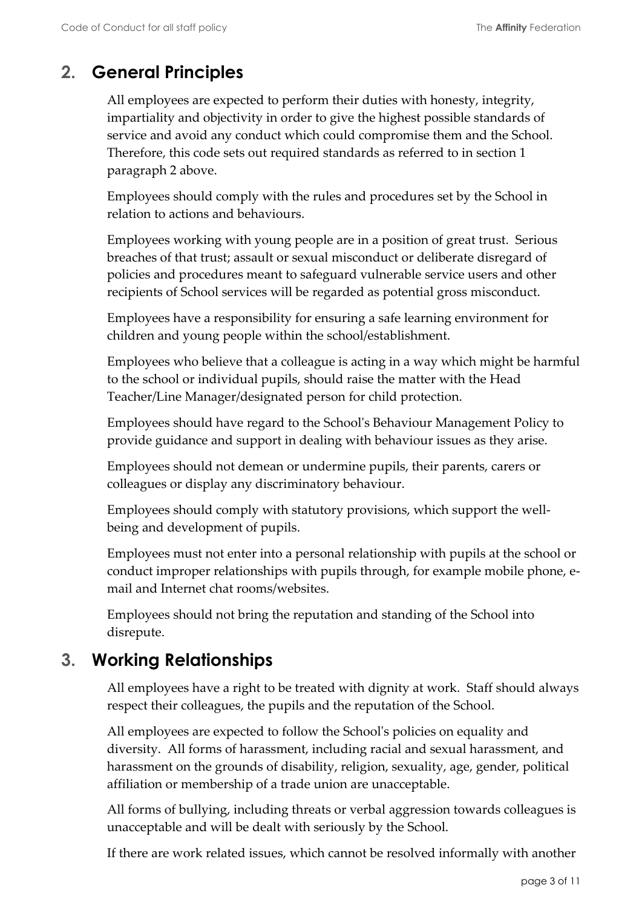## 2. General Principles

All employees are expected to perform their duties with honesty, integrity, impartiality and objectivity in order to give the highest possible standards of service and avoid any conduct which could compromise them and the School. Therefore, this code sets out required standards as referred to in section 1 paragraph 2 above.

Employees should comply with the rules and procedures set by the School in relation to actions and behaviours.

Employees working with young people are in a position of great trust. Serious breaches of that trust; assault or sexual misconduct or deliberate disregard of policies and procedures meant to safeguard vulnerable service users and other recipients of School services will be regarded as potential gross misconduct.

Employees have a responsibility for ensuring a safe learning environment for children and young people within the school/establishment.

Employees who believe that a colleague is acting in a way which might be harmful to the school or individual pupils, should raise the matter with the Head Teacher/Line Manager/designated person for child protection.

Employees should have regard to the School's Behaviour Management Policy to provide guidance and support in dealing with behaviour issues as they arise.

Employees should not demean or undermine pupils, their parents, carers or colleagues or display any discriminatory behaviour.

Employees should comply with statutory provisions, which support the well-being and development of pupils.

Employees must not enter into a personal relationship with pupils at the school or conduct improper relationships with pupils through, for example mobile phone, e-mail and Internet chat rooms/websites.

Employees should not bring the reputation and standing of the School into disrepute.

## 3. Working Relationships

All employees have a right to be treated with dignity at work. Staff should always respect their colleagues, the pupils and the reputation of the School.

All employees are expected to follow the School's policies on equality and diversity. All forms of harassment, including racial and sexual harassment, and harassment on the grounds of disability, religion, sexuality, age, gender, political affiliation or membership of a trade union are unacceptable.

All forms of bullying, including threats or verbal aggression towards colleagues is unacceptable and will be dealt with seriously by the School.

If there are work related issues, which cannot be resolved informally with another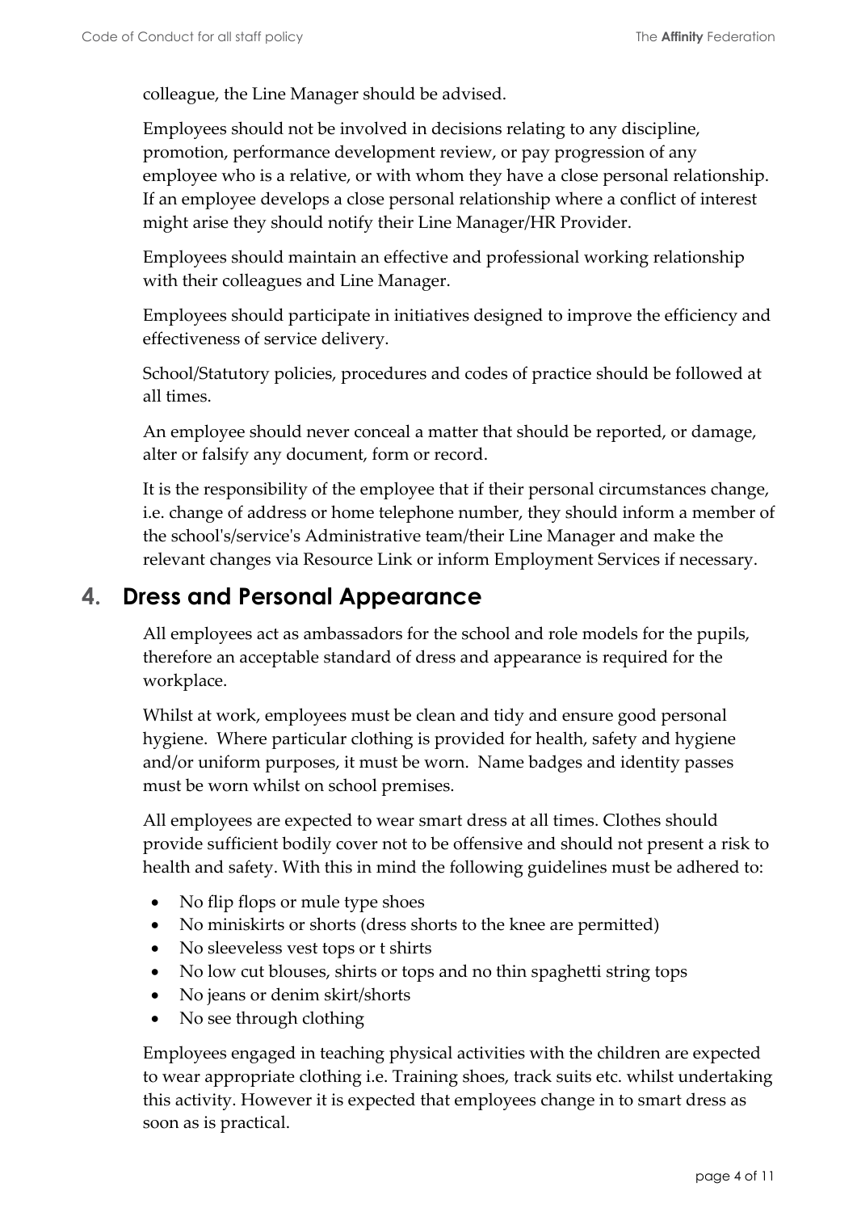colleague, the Line Manager should be advised.

Employees should not be involved in decisions relating to any discipline, promotion, performance development review, or pay progression of any employee who is a relative, or with whom they have a close personal relationship. If an employee develops a close personal relationship where a conflict of interest might arise they should notify their Line Manager/HR Provider.

Employees should maintain an effective and professional working relationship with their colleagues and Line Manager.

Employees should participate in initiatives designed to improve the efficiency and effectiveness of service delivery.

School/Statutory policies, procedures and codes of practice should be followed at all times.

An employee should never conceal a matter that should be reported, or damage, alter or falsify any document, form or record.

It is the responsibility of the employee that if their personal circumstances change, i.e. change of address or home telephone number, they should inform a member of the school's/service's Administrative team/their Line Manager and make the relevant changes via Resource Link or inform Employment Services if necessary.

## 4. Dress and Personal Appearance

All employees act as ambassadors for the school and role models for the pupils, therefore an acceptable standard of dress and appearance is required for the workplace.

Whilst at work, employees must be clean and tidy and ensure good personal hygiene. Where particular clothing is provided for health, safety and hygiene and/or uniform purposes, it must be worn. Name badges and identity passes must be worn whilst on school premises.

All employees are expected to wear smart dress at all times. Clothes should provide sufficient bodily cover not to be offensive and should not present a risk to health and safety. With this in mind the following guidelines must be adhered to:

- No flip flops or mule type shoes
- No miniskirts or shorts (dress shorts to the knee are permitted)
- No sleeveless vest tops or t shirts
- No low cut blouses, shirts or tops and no thin spaghetti string tops
- No jeans or denim skirt/shorts
- No see through clothing

Employees engaged in teaching physical activities with the children are expected to wear appropriate clothing i.e. Training shoes, track suits etc. whilst undertaking this activity. However it is expected that employees change in to smart dress as soon as is practical.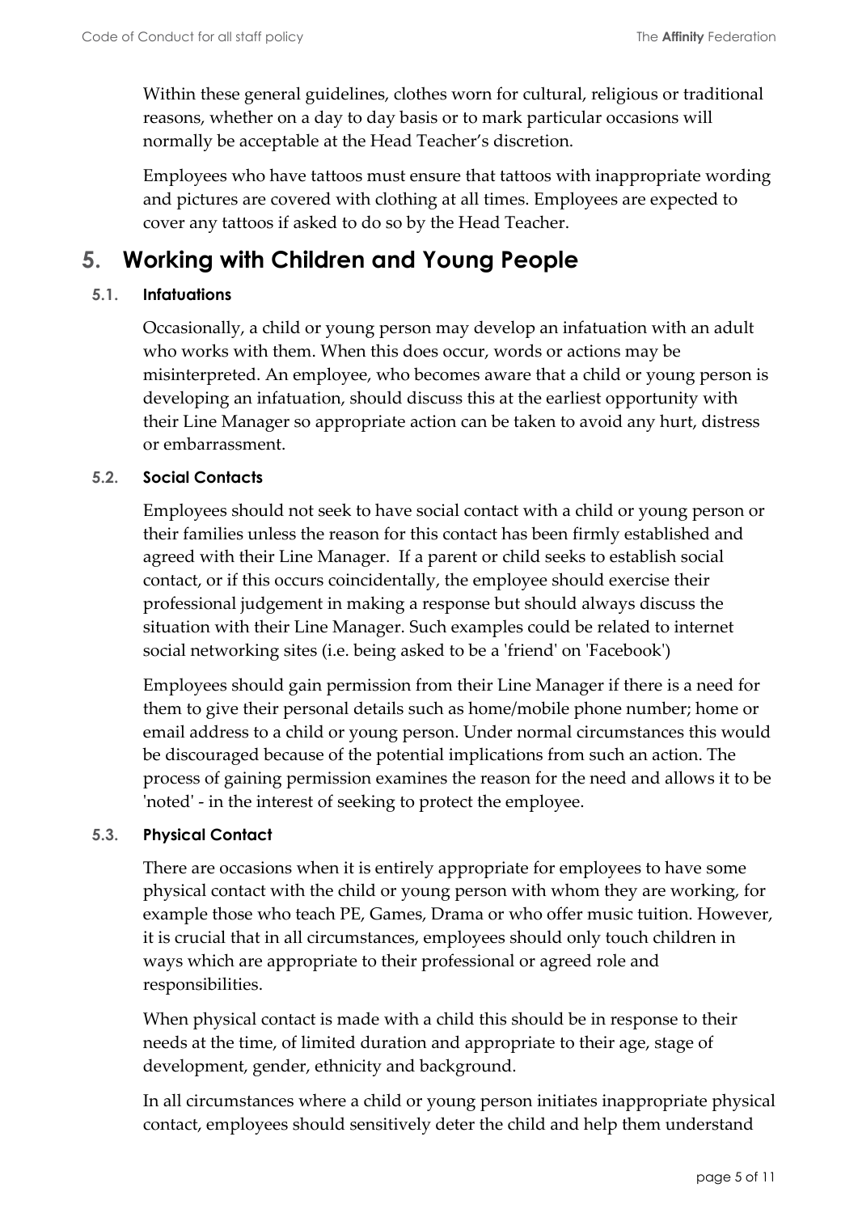Within these general guidelines, clothes worn for cultural, religious or traditional reasons, whether on a day to day basis or to mark particular occasions will normally be acceptable at the Head Teacher's discretion.

Employees who have tattoos must ensure that tattoos with inappropriate wording and pictures are covered with clothing at all times. Employees are expected to cover any tattoos if asked to do so by the Head Teacher.

## 5. Working with Children and Young People

### 5.1. Infatuations

Occasionally, a child or young person may develop an infatuation with an adult who works with them. When this does occur, words or actions may be misinterpreted. An employee, who becomes aware that a child or young person is developing an infatuation, should discuss this at the earliest opportunity with their Line Manager so appropriate action can be taken to avoid any hurt, distress or embarrassment.

### 5.2. Social Contacts

Employees should not seek to have social contact with a child or young person or their families unless the reason for this contact has been firmly established and agreed with their Line Manager. If a parent or child seeks to establish social contact, or if this occurs coincidentally, the employee should exercise their professional judgement in making a response but should always discuss the situation with their Line Manager. Such examples could be related to internet social networking sites (i.e. being asked to be a 'friend' on 'Facebook')

Employees should gain permission from their Line Manager if there is a need for them to give their personal details such as home/mobile phone number; home or email address to a child or young person. Under normal circumstances this would be discouraged because of the potential implications from such an action. The process of gaining permission examines the reason for the need and allows it to be 'noted' - in the interest of seeking to protect the employee.

### 5.3. Physical Contact

There are occasions when it is entirely appropriate for employees to have some physical contact with the child or young person with whom they are working, for example those who teach PE, Games, Drama or who offer music tuition. However, it is crucial that in all circumstances, employees should only touch children in ways which are appropriate to their professional or agreed role and responsibilities.

When physical contact is made with a child this should be in response to their needs at the time, of limited duration and appropriate to their age, stage of development, gender, ethnicity and background.

In all circumstances where a child or young person initiates inappropriate physical contact, employees should sensitively deter the child and help them understand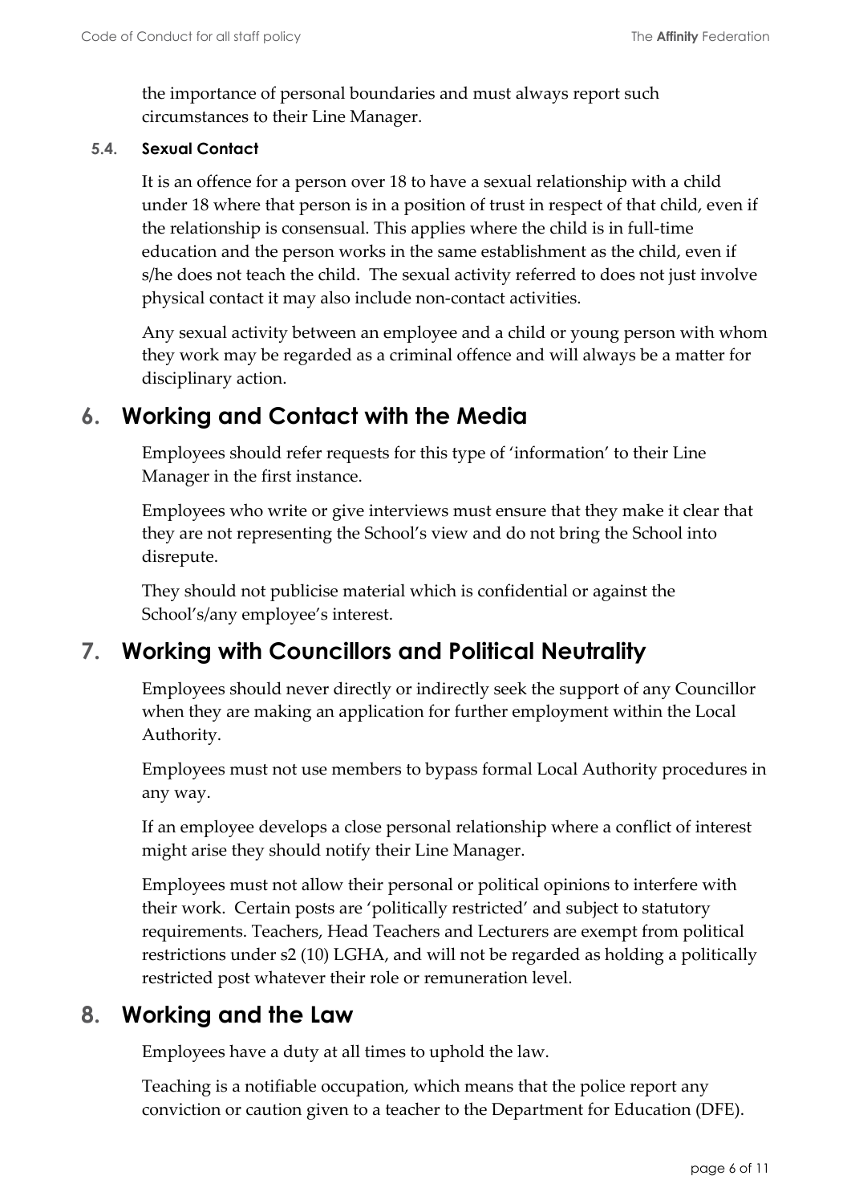the importance of personal boundaries and must always report such circumstances to their Line Manager.

### 5.4. Sexual Contact

It is an offence for a person over 18 to have a sexual relationship with a child under 18 where that person is in a position of trust in respect of that child, even if the relationship is consensual. This applies where the child is in full-time education and the person works in the same establishment as the child, even if s/he does not teach the child. The sexual activity referred to does not just involve physical contact it may also include non-contact activities.

Any sexual activity between an employee and a child or young person with whom they work may be regarded as a criminal offence and will always be a matter for disciplinary action.

## 6. Working and Contact with the Media

Employees should refer requests for this type of 'information' to their Line Manager in the first instance.

Employees who write or give interviews must ensure that they make it clear that they are not representing the School's view and do not bring the School into disrepute.

They should not publicise material which is confidential or against the School's/any employee's interest.

## 7. Working with Councillors and Political Neutrality

Employees should never directly or indirectly seek the support of any Councillor when they are making an application for further employment within the Local Authority.

Employees must not use members to bypass formal Local Authority procedures in any way.

If an employee develops a close personal relationship where a conflict of interest might arise they should notify their Line Manager.

Employees must not allow their personal or political opinions to interfere with their work. Certain posts are 'politically restricted' and subject to statutory requirements. Teachers, Head Teachers and Lecturers are exempt from political restrictions under s2 (10) LGHA, and will not be regarded as holding a politically restricted post whatever their role or remuneration level.

## 8. Working and the Law

Employees have a duty at all times to uphold the law.

Teaching is a notifiable occupation, which means that the police report any conviction or caution given to a teacher to the Department for Education (DFE).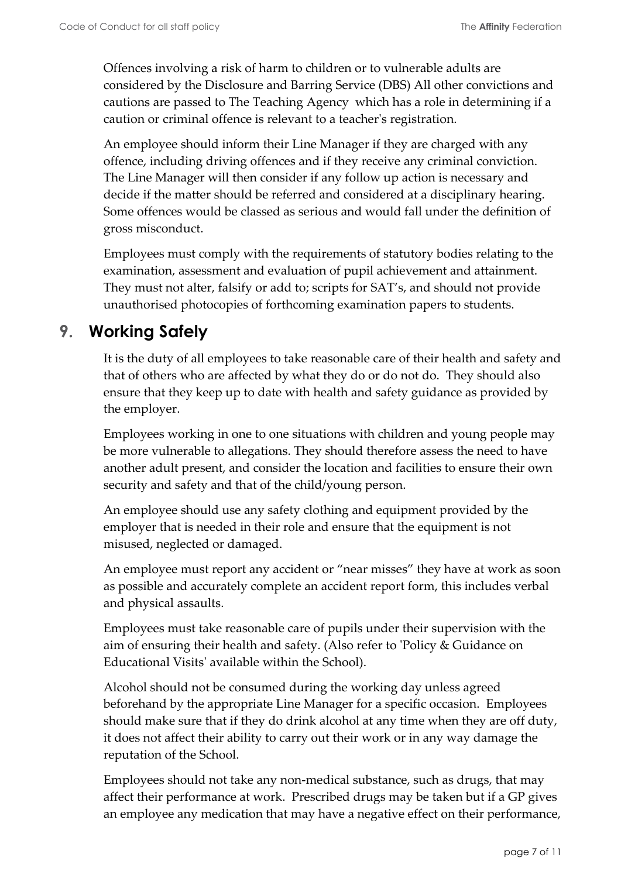Offences involving a risk of harm to children or to vulnerable adults are considered by the Disclosure and Barring Service (DBS) All other convictions and cautions are passed to The Teaching Agency which has a role in determining if a caution or criminal offence is relevant to a teacher's registration.

An employee should inform their Line Manager if they are charged with any offence, including driving offences and if they receive any criminal conviction. The Line Manager will then consider if any follow up action is necessary and decide if the matter should be referred and considered at a disciplinary hearing. Some offences would be classed as serious and would fall under the definition of gross misconduct.

Employees must comply with the requirements of statutory bodies relating to the examination, assessment and evaluation of pupil achievement and attainment. They must not alter, falsify or add to; scripts for SAT's, and should not provide unauthorised photocopies of forthcoming examination papers to students.

## 9. Working Safely

It is the duty of all employees to take reasonable care of their health and safety and that of others who are affected by what they do or do not do. They should also ensure that they keep up to date with health and safety guidance as provided by the employer.

Employees working in one to one situations with children and young people may be more vulnerable to allegations. They should therefore assess the need to have another adult present, and consider the location and facilities to ensure their own security and safety and that of the child/young person.

An employee should use any safety clothing and equipment provided by the employer that is needed in their role and ensure that the equipment is not misused, neglected or damaged.

An employee must report any accident or "near misses" they have at work as soon as possible and accurately complete an accident report form, this includes verbal and physical assaults.

Employees must take reasonable care of pupils under their supervision with the aim of ensuring their health and safety. (Also refer to 'Policy & Guidance on Educational Visits' available within the School).

Alcohol should not be consumed during the working day unless agreed beforehand by the appropriate Line Manager for a specific occasion. Employees should make sure that if they do drink alcohol at any time when they are off duty, it does not affect their ability to carry out their work or in any way damage the reputation of the School.

Employees should not take any non-medical substance, such as drugs, that may affect their performance at work. Prescribed drugs may be taken but if a GP gives an employee any medication that may have a negative effect on their performance,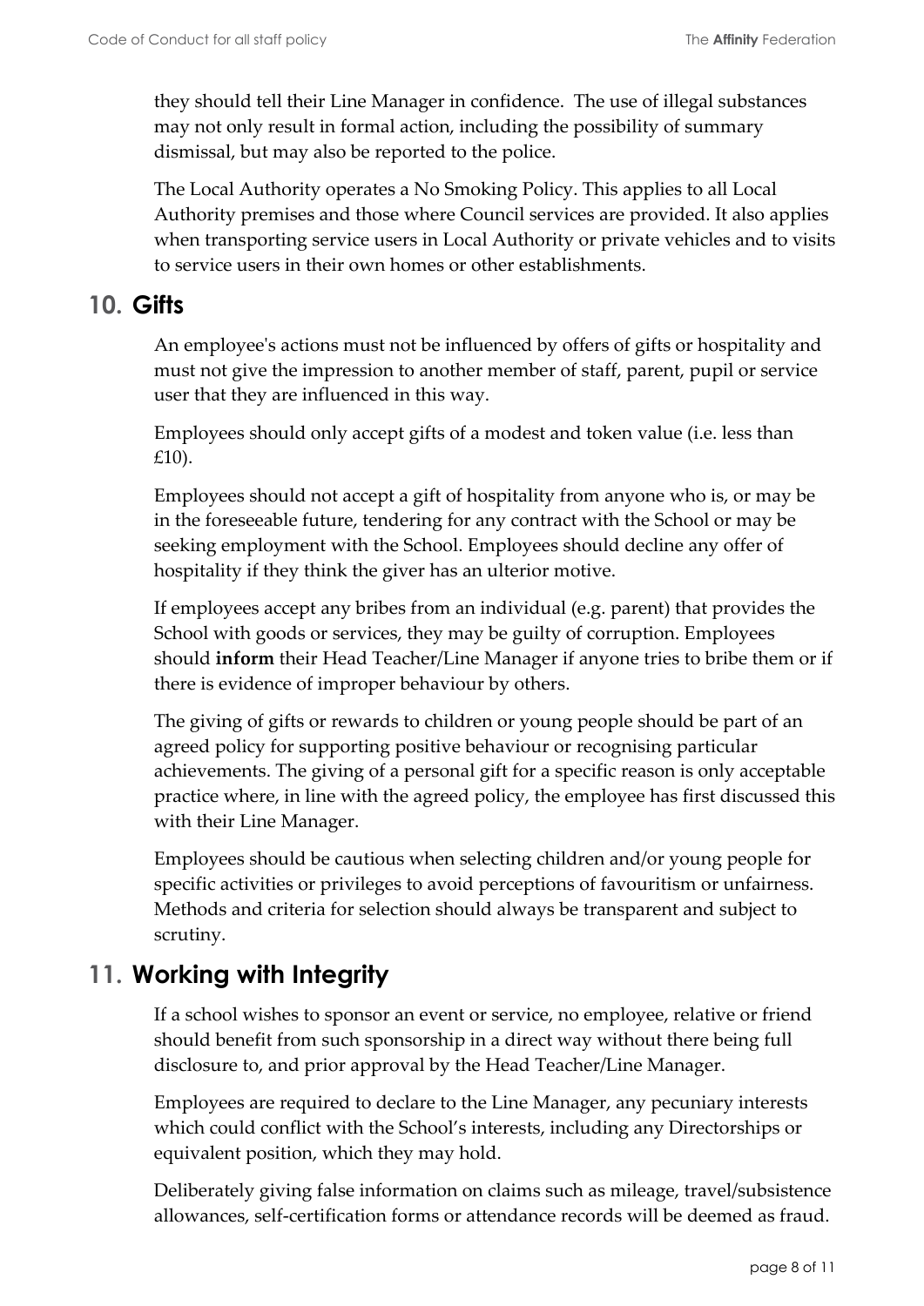they should tell their Line Manager in confidence. The use of illegal substances may not only result in formal action, including the possibility of summary dismissal, but may also be reported to the police.

The Local Authority operates a No Smoking Policy. This applies to all Local Authority premises and those where Council services are provided. It also applies when transporting service users in Local Authority or private vehicles and to visits to service users in their own homes or other establishments.

## 10. Gifts

An employee's actions must not be influenced by offers of gifts or hospitality and must not give the impression to another member of staff, parent, pupil or service user that they are influenced in this way.

Employees should only accept gifts of a modest and token value (i.e. less than £10).

Employees should not accept a gift of hospitality from anyone who is, or may be in the foreseeable future, tendering for any contract with the School or may be seeking employment with the School. Employees should decline any offer of hospitality if they think the giver has an ulterior motive.

If employees accept any bribes from an individual (e.g. parent) that provides the School with goods or services, they may be guilty of corruption. Employees should **inform** their Head Teacher/Line Manager if anyone tries to bribe them or if there is evidence of improper behaviour by others.

The giving of gifts or rewards to children or young people should be part of an agreed policy for supporting positive behaviour or recognising particular achievements. The giving of a personal gift for a specific reason is only acceptable practice where, in line with the agreed policy, the employee has first discussed this with their Line Manager.

Employees should be cautious when selecting children and/or young people for specific activities or privileges to avoid perceptions of favouritism or unfairness. Methods and criteria for selection should always be transparent and subject to scrutiny.

## 11. Working with Integrity

If a school wishes to sponsor an event or service, no employee, relative or friend should benefit from such sponsorship in a direct way without there being full disclosure to, and prior approval by the Head Teacher/Line Manager.

Employees are required to declare to the Line Manager, any pecuniary interests which could conflict with the School's interests, including any Directorships or equivalent position, which they may hold.

Deliberately giving false information on claims such as mileage, travel/subsistence allowances, self-certification forms or attendance records will be deemed as fraud.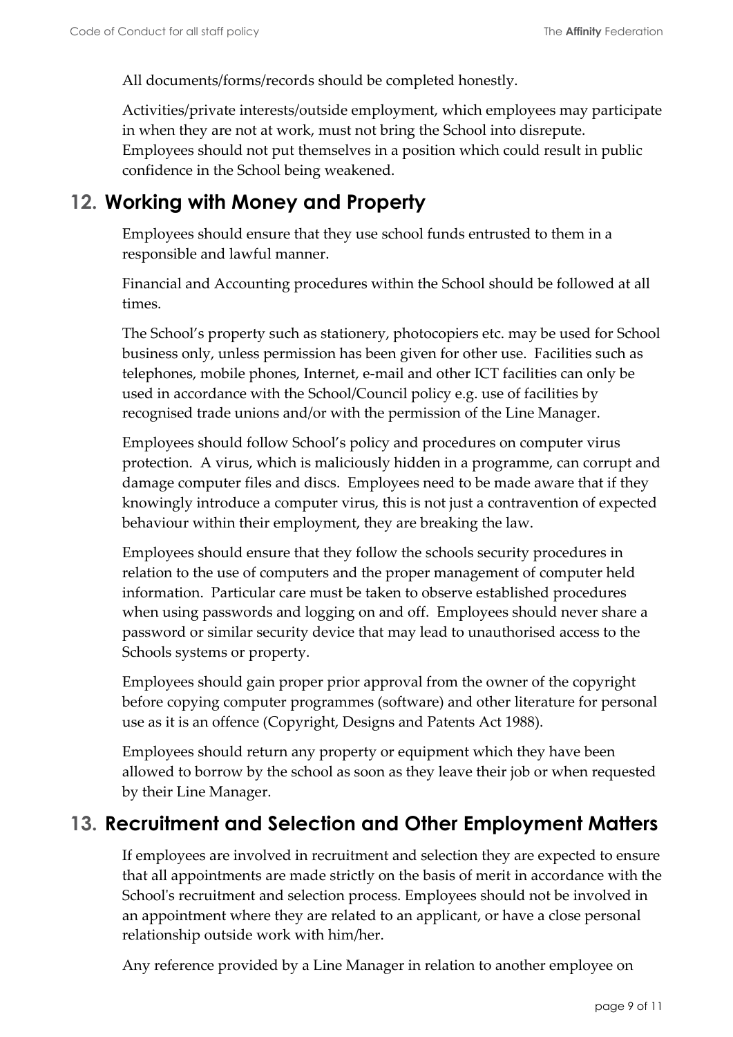All documents/forms/records should be completed honestly.

Activities/private interests/outside employment, which employees may participate in when they are not at work, must not bring the School into disrepute. Employees should not put themselves in a position which could result in public confidence in the School being weakened.

## 12. Working with Money and Property

Employees should ensure that they use school funds entrusted to them in a responsible and lawful manner.

Financial and Accounting procedures within the School should be followed at all times.

The School's property such as stationery, photocopiers etc. may be used for School business only, unless permission has been given for other use. Facilities such as telephones, mobile phones, Internet, e-mail and other ICT facilities can only be used in accordance with the School/Council policy e.g. use of facilities by recognised trade unions and/or with the permission of the Line Manager.

Employees should follow School's policy and procedures on computer virus protection. A virus, which is maliciously hidden in a programme, can corrupt and damage computer files and discs. Employees need to be made aware that if they knowingly introduce a computer virus, this is not just a contravention of expected behaviour within their employment, they are breaking the law.

Employees should ensure that they follow the schools security procedures in relation to the use of computers and the proper management of computer held information. Particular care must be taken to observe established procedures when using passwords and logging on and off. Employees should never share a password or similar security device that may lead to unauthorised access to the Schools systems or property.

Employees should gain proper prior approval from the owner of the copyright before copying computer programmes (software) and other literature for personal use as it is an offence (Copyright, Designs and Patents Act 1988).

Employees should return any property or equipment which they have been allowed to borrow by the school as soon as they leave their job or when requested by their Line Manager.

## 13. Recruitment and Selection and Other Employment Matters

If employees are involved in recruitment and selection they are expected to ensure that all appointments are made strictly on the basis of merit in accordance with the School's recruitment and selection process. Employees should not be involved in an appointment where they are related to an applicant, or have a close personal relationship outside work with him/her.

Any reference provided by a Line Manager in relation to another employee on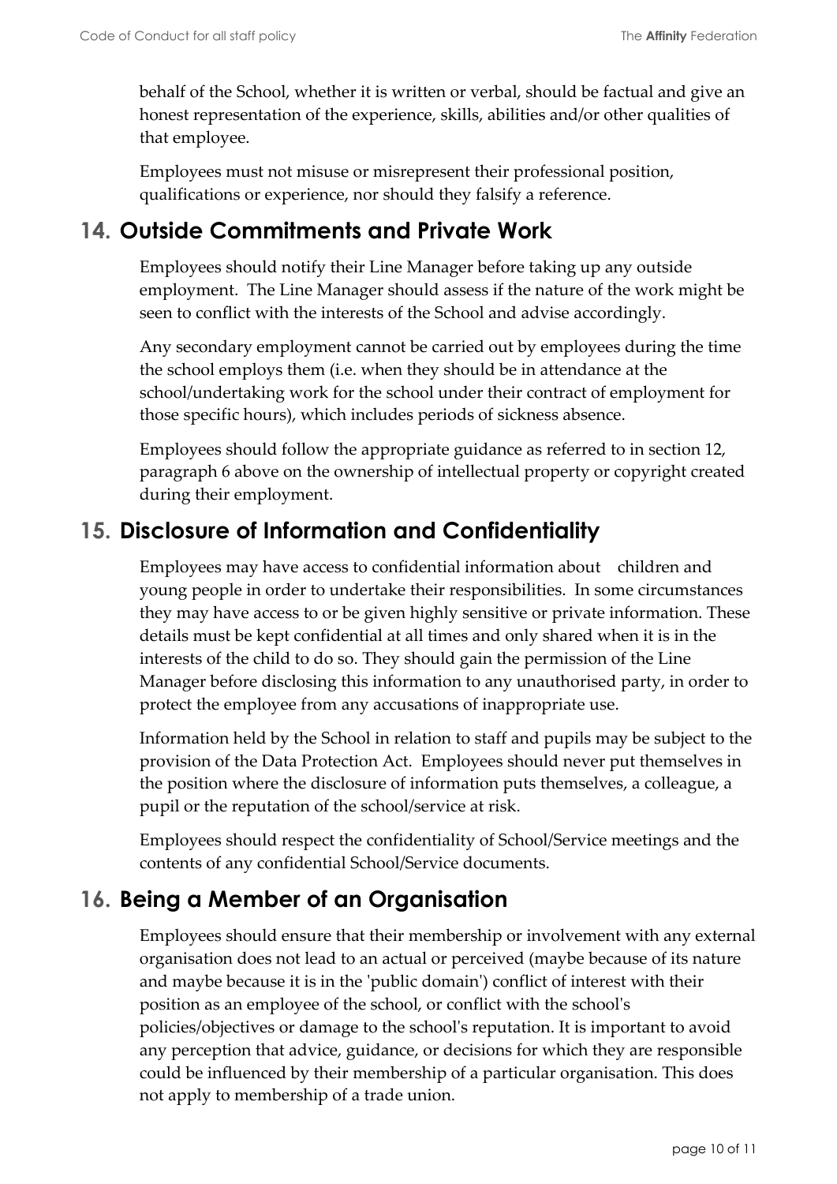behalf of the School, whether it is written or verbal, should be factual and give an honest representation of the experience, skills, abilities and/or other qualities of that employee.

Employees must not misuse or misrepresent their professional position, qualifications or experience, nor should they falsify a reference.

## 14. Outside Commitments and Private Work

Employees should notify their Line Manager before taking up any outside employment. The Line Manager should assess if the nature of the work might be seen to conflict with the interests of the School and advise accordingly.

Any secondary employment cannot be carried out by employees during the time the school employs them (i.e. when they should be in attendance at the school/undertaking work for the school under their contract of employment for those specific hours), which includes periods of sickness absence.

Employees should follow the appropriate guidance as referred to in section 12, paragraph 6 above on the ownership of intellectual property or copyright created during their employment.

## 15. Disclosure of Information and Confidentiality

Employees may have access to confidential information about children and young people in order to undertake their responsibilities. In some circumstances they may have access to or be given highly sensitive or private information. These details must be kept confidential at all times and only shared when it is in the interests of the child to do so. They should gain the permission of the Line Manager before disclosing this information to any unauthorised party, in order to protect the employee from any accusations of inappropriate use.

Information held by the School in relation to staff and pupils may be subject to the provision of the Data Protection Act. Employees should never put themselves in the position where the disclosure of information puts themselves, a colleague, a pupil or the reputation of the school/service at risk.

Employees should respect the confidentiality of School/Service meetings and the contents of any confidential School/Service documents.

## 16. Being a Member of an Organisation

Employees should ensure that their membership or involvement with any external organisation does not lead to an actual or perceived (maybe because of its nature and maybe because it is in the 'public domain') conflict of interest with their position as an employee of the school, or conflict with the school's policies/objectives or damage to the school's reputation. It is important to avoid any perception that advice, guidance, or decisions for which they are responsible could be influenced by their membership of a particular organisation. This does not apply to membership of a trade union.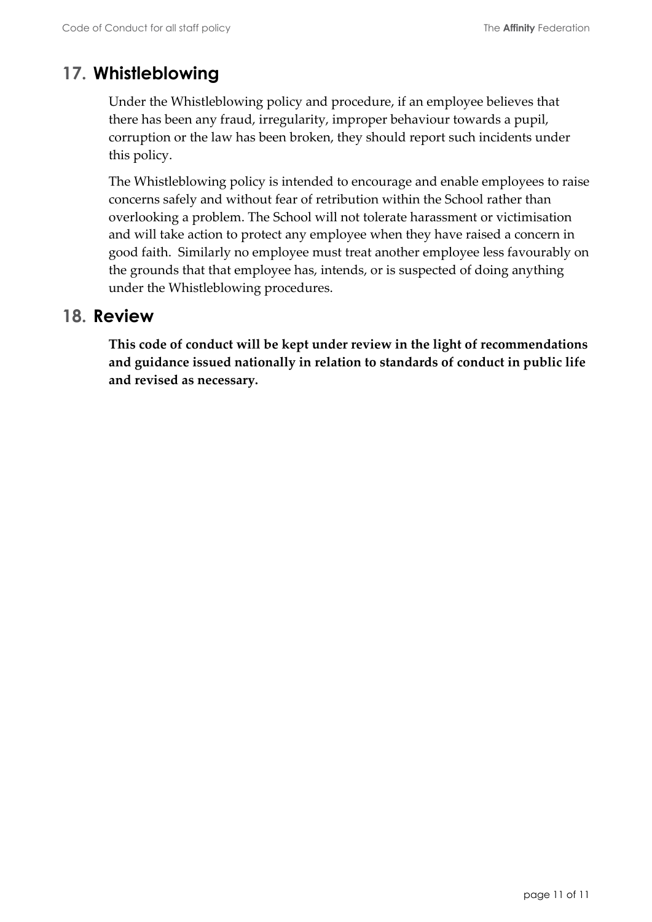## 17. Whistleblowing

Under the Whistleblowing policy and procedure, if an employee believes that there has been any fraud, irregularity, improper behaviour towards a pupil, corruption or the law has been broken, they should report such incidents under this policy.

The Whistleblowing policy is intended to encourage and enable employees to raise concerns safely and without fear of retribution within the School rather than overlooking a problem. The School will not tolerate harassment or victimisation and will take action to protect any employee when they have raised a concern in good faith. Similarly no employee must treat another employee less favourably on the grounds that that employee has, intends, or is suspected of doing anything under the Whistleblowing procedures.

## 18. Review

**This code of conduct will be kept under review in the light of recommendations and guidance issued nationally in relation to standards of conduct in public life and revised as necessary.**